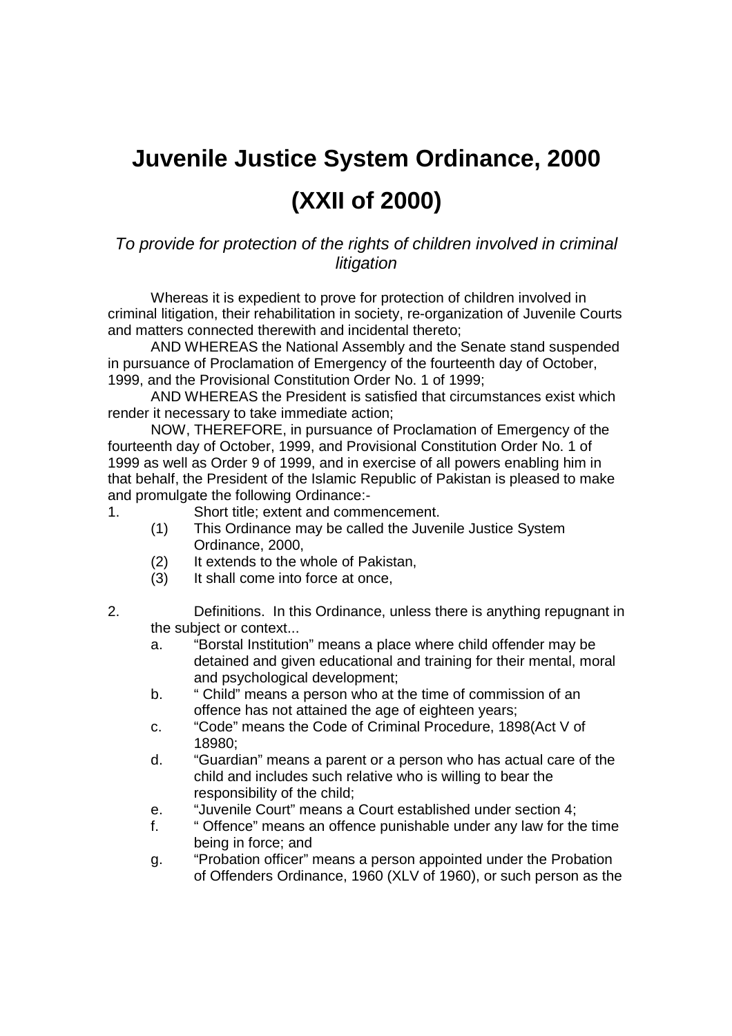# Juvenile Justice System Ordinance, 2000

# (XXII of 2000)

*To provide for protection of the rights of children involved in criminal litigation*

Whereas it is expedient to prove for protection of children involved in criminal litigation, their rehabilitation in society, re-organization of Juvenile Courts and matters connected therewith and incidental thereto;

AND WHEREAS the National Assembly and the Senate stand suspended in pursuance of Proclamation of Emergency of the fourteenth day of October, 1999, and the Provisional Constitution Order No. 1 of 1999;

AND WHEREAS the President is satisfied that circumstances exist which render it necessary to take immediate action;

NOW, THEREFORE, in pursuance of Proclamation of Emergency of the fourteenth day of October, 1999, and Provisional Constitution Order No. 1 of 1999 as well as Order 9 of 1999, and in exercise of all powers enabling him in that behalf, the President of the Islamic Republic of Pakistan is pleased to make and promulgate the following Ordinance:-

1. Short title; extent and commencement.
   (1) This Ordinance may be called the Juvenile Justice System Ordinance, 2000,
   (2) It extends to the whole of Pakistan,
   (3) It shall come into force at once,

2. Definitions. In this Ordinance, unless there is anything repugnant in the subject or context...
   a. "Borstal Institution" means a place where child offender may be detained and given educational and training for their mental, moral and psychological development;
   b. " Child" means a person who at the time of commission of an offence has not attained the age of eighteen years;
   c. "Code" means the Code of Criminal Procedure, 1898(Act V of 18980;
   d. "Guardian" means a parent or a person who has actual care of the child and includes such relative who is willing to bear the responsibility of the child;
   e. "Juvenile Court" means a Court established under section 4;
   f. " Offence" means an offence punishable under any law for the time being in force; and
   g. "Probation officer" means a person appointed under the Probation of Offenders Ordinance, 1960 (XLV of 1960), or such person as the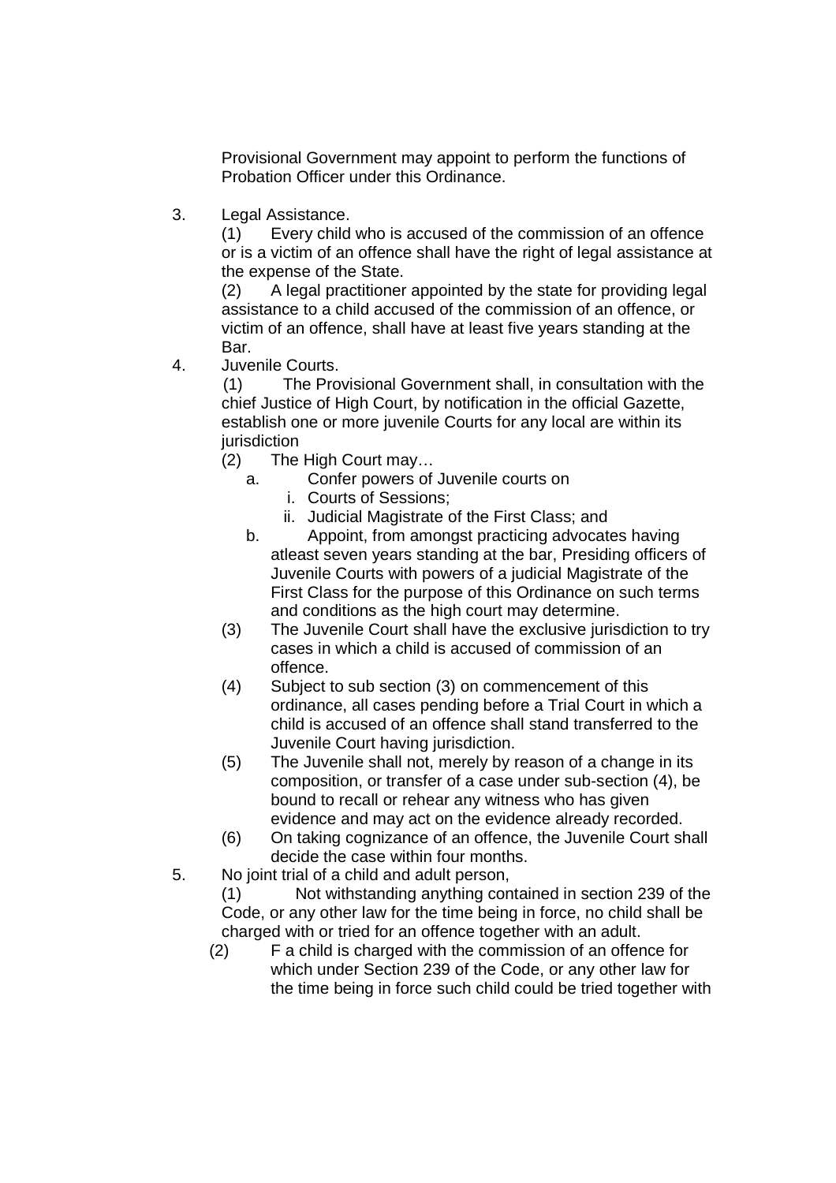Provisional Government may appoint to perform the functions of Probation Officer under this Ordinance.

3. Legal Assistance.

(1) Every child who is accused of the commission of an offence or is a victim of an offence shall have the right of legal assistance at the expense of the State.

(2) A legal practitioner appointed by the state for providing legal assistance to a child accused of the commission of an offence, or victim of an offence, shall have at least five years standing at the Bar.

4. Juvenile Courts.

(1) The Provisional Government shall, in consultation with the chief Justice of High Court, by notification in the official Gazette, establish one or more juvenile Courts for any local are within its jurisdiction

(2) The High Court may…

  a. Confer powers of Juvenile courts on
     i. Courts of Sessions;
     ii. Judicial Magistrate of the First Class; and
  b. Appoint, from amongst practicing advocates having atleast seven years standing at the bar, Presiding officers of Juvenile Courts with powers of a judicial Magistrate of the First Class for the purpose of this Ordinance on such terms and conditions as the high court may determine.

(3) The Juvenile Court shall have the exclusive jurisdiction to try cases in which a child is accused of commission of an offence.

(4) Subject to sub section (3) on commencement of this ordinance, all cases pending before a Trial Court in which a child is accused of an offence shall stand transferred to the Juvenile Court having jurisdiction.

(5) The Juvenile shall not, merely by reason of a change in its composition, or transfer of a case under sub-section (4), be bound to recall or rehear any witness who has given evidence and may act on the evidence already recorded.

(6) On taking cognizance of an offence, the Juvenile Court shall decide the case within four months.

5. No joint trial of a child and adult person,

(1) Not withstanding anything contained in section 239 of the Code, or any other law for the time being in force, no child shall be charged with or tried for an offence together with an adult.

(2) F a child is charged with the commission of an offence for which under Section 239 of the Code, or any other law for the time being in force such child could be tried together with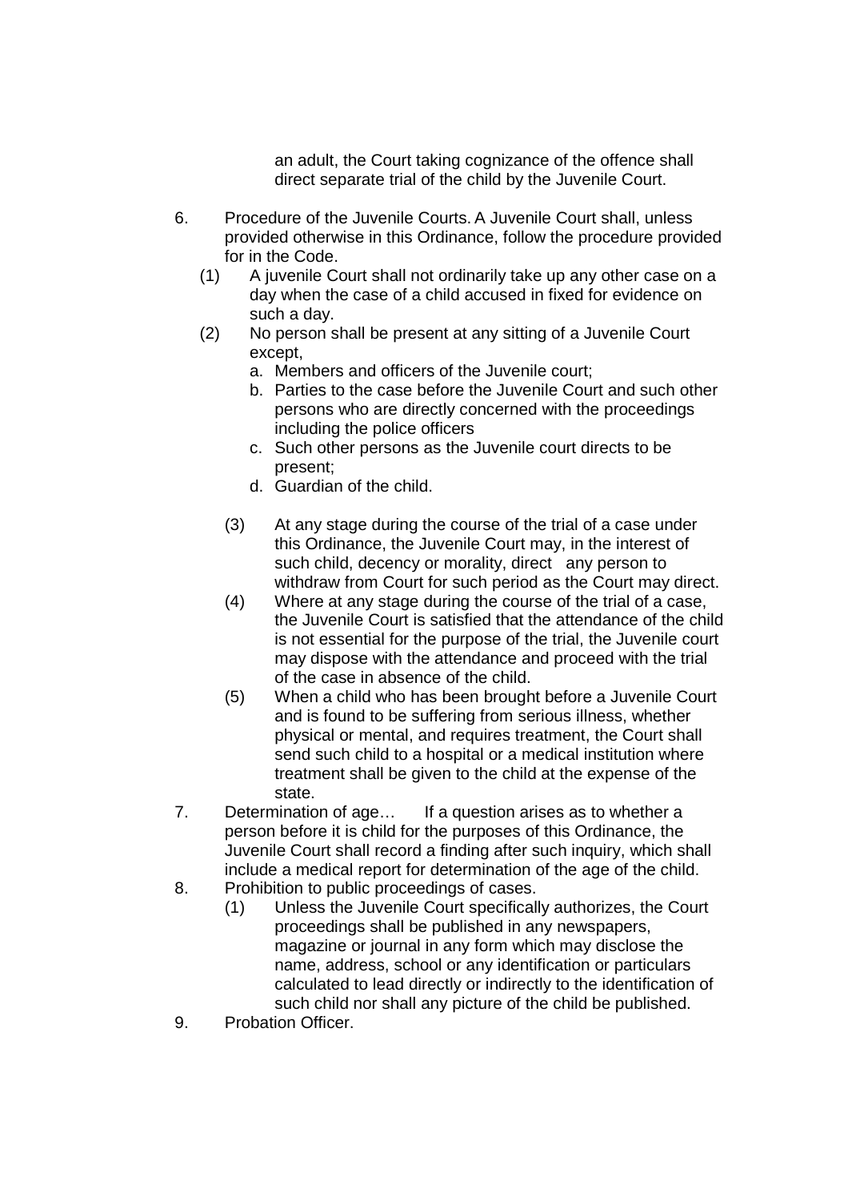an adult, the Court taking cognizance of the offence shall direct separate trial of the child by the Juvenile Court.

6. Procedure of the Juvenile Courts. A Juvenile Court shall, unless provided otherwise in this Ordinance, follow the procedure provided for in the Code.
   (1) A juvenile Court shall not ordinarily take up any other case on a day when the case of a child accused in fixed for evidence on such a day.
   (2) No person shall be present at any sitting of a Juvenile Court except,
      a. Members and officers of the Juvenile court;
      b. Parties to the case before the Juvenile Court and such other persons who are directly concerned with the proceedings including the police officers
      c. Such other persons as the Juvenile court directs to be present;
      d. Guardian of the child.

   (3) At any stage during the course of the trial of a case under this Ordinance, the Juvenile Court may, in the interest of such child, decency or morality, direct any person to withdraw from Court for such period as the Court may direct.
   (4) Where at any stage during the course of the trial of a case, the Juvenile Court is satisfied that the attendance of the child is not essential for the purpose of the trial, the Juvenile court may dispose with the attendance and proceed with the trial of the case in absence of the child.
   (5) When a child who has been brought before a Juvenile Court and is found to be suffering from serious illness, whether physical or mental, and requires treatment, the Court shall send such child to a hospital or a medical institution where treatment shall be given to the child at the expense of the state.
7. Determination of age… If a question arises as to whether a person before it is child for the purposes of this Ordinance, the Juvenile Court shall record a finding after such inquiry, which shall include a medical report for determination of the age of the child.
8. Prohibition to public proceedings of cases.
   (1) Unless the Juvenile Court specifically authorizes, the Court proceedings shall be published in any newspapers, magazine or journal in any form which may disclose the name, address, school or any identification or particulars calculated to lead directly or indirectly to the identification of such child nor shall any picture of the child be published.
9. Probation Officer.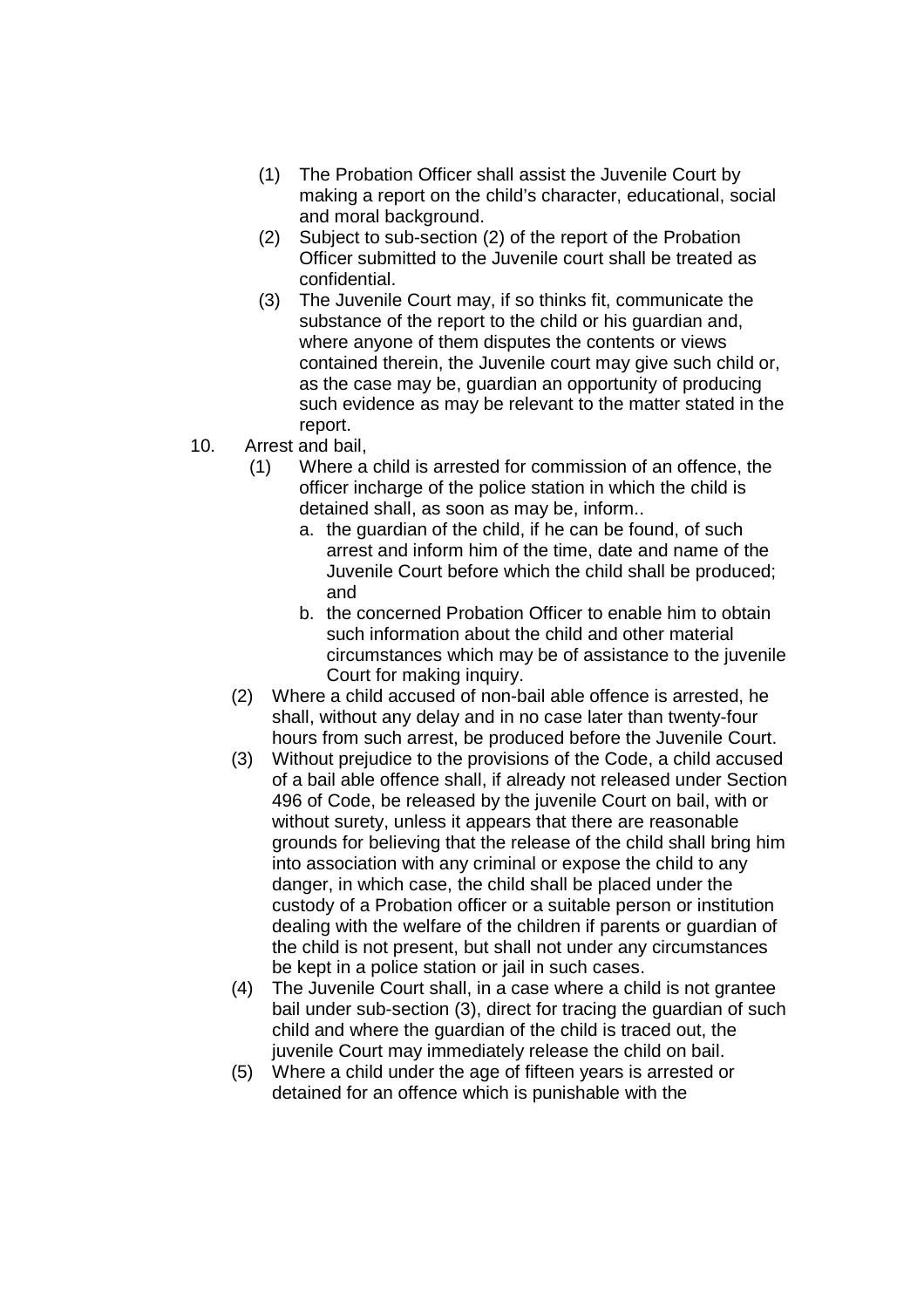(1) The Probation Officer shall assist the Juvenile Court by making a report on the child's character, educational, social and moral background.

(2) Subject to sub-section (2) of the report of the Probation Officer submitted to the Juvenile court shall be treated as confidential.

(3) The Juvenile Court may, if so thinks fit, communicate the substance of the report to the child or his guardian and, where anyone of them disputes the contents or views contained therein, the Juvenile court may give such child or, as the case may be, guardian an opportunity of producing such evidence as may be relevant to the matter stated in the report.

10. Arrest and bail,

(1) Where a child is arrested for commission of an offence, the officer incharge of the police station in which the child is detained shall, as soon as may be, inform..

a. the guardian of the child, if he can be found, of such arrest and inform him of the time, date and name of the Juvenile Court before which the child shall be produced; and

b. the concerned Probation Officer to enable him to obtain such information about the child and other material circumstances which may be of assistance to the juvenile Court for making inquiry.

(2) Where a child accused of non-bail able offence is arrested, he shall, without any delay and in no case later than twenty-four hours from such arrest, be produced before the Juvenile Court.

(3) Without prejudice to the provisions of the Code, a child accused of a bail able offence shall, if already not released under Section 496 of Code, be released by the juvenile Court on bail, with or without surety, unless it appears that there are reasonable grounds for believing that the release of the child shall bring him into association with any criminal or expose the child to any danger, in which case, the child shall be placed under the custody of a Probation officer or a suitable person or institution dealing with the welfare of the children if parents or guardian of the child is not present, but shall not under any circumstances be kept in a police station or jail in such cases.

(4) The Juvenile Court shall, in a case where a child is not grantee bail under sub-section (3), direct for tracing the guardian of such child and where the guardian of the child is traced out, the juvenile Court may immediately release the child on bail.

(5) Where a child under the age of fifteen years is arrested or detained for an offence which is punishable with the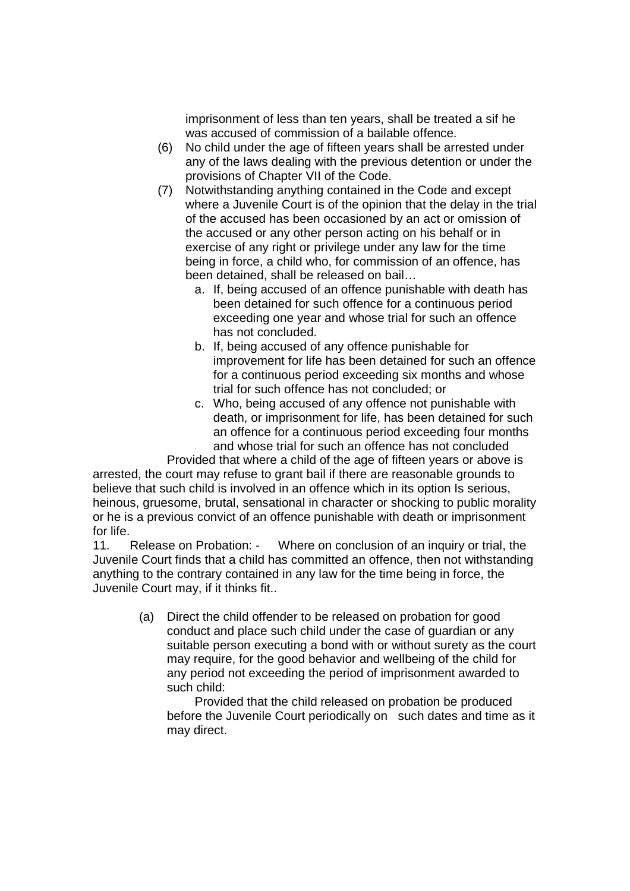imprisonment of less than ten years, shall be treated a sif he was accused of commission of a bailable offence.

(6) No child under the age of fifteen years shall be arrested under any of the laws dealing with the previous detention or under the provisions of Chapter VII of the Code.

(7) Notwithstanding anything contained in the Code and except where a Juvenile Court is of the opinion that the delay in the trial of the accused has been occasioned by an act or omission of the accused or any other person acting on his behalf or in exercise of any right or privilege under any law for the time being in force, a child who, for commission of an offence, has been detained, shall be released on bail…

   a. If, being accused of an offence punishable with death has been detained for such offence for a continuous period exceeding one year and whose trial for such an offence has not concluded.
   b. If, being accused of any offence punishable for improvement for life has been detained for such an offence for a continuous period exceeding six months and whose trial for such offence has not concluded; or
   c. Who, being accused of any offence not punishable with death, or imprisonment for life, has been detained for such an offence for a continuous period exceeding four months and whose trial for such an offence has not concluded

Provided that where a child of the age of fifteen years or above is arrested, the court may refuse to grant bail if there are reasonable grounds to believe that such child is involved in an offence which in its option Is serious, heinous, gruesome, brutal, sensational in character or shocking to public morality or he is a previous convict of an offence punishable with death or imprisonment for life.

11. Release on Probation: - Where on conclusion of an inquiry or trial, the Juvenile Court finds that a child has committed an offence, then not withstanding anything to the contrary contained in any law for the time being in force, the Juvenile Court may, if it thinks fit..

(a) Direct the child offender to be released on probation for good conduct and place such child under the case of guardian or any suitable person executing a bond with or without surety as the court may require, for the good behavior and wellbeing of the child for any period not exceeding the period of imprisonment awarded to such child:

Provided that the child released on probation be produced before the Juvenile Court periodically on such dates and time as it may direct.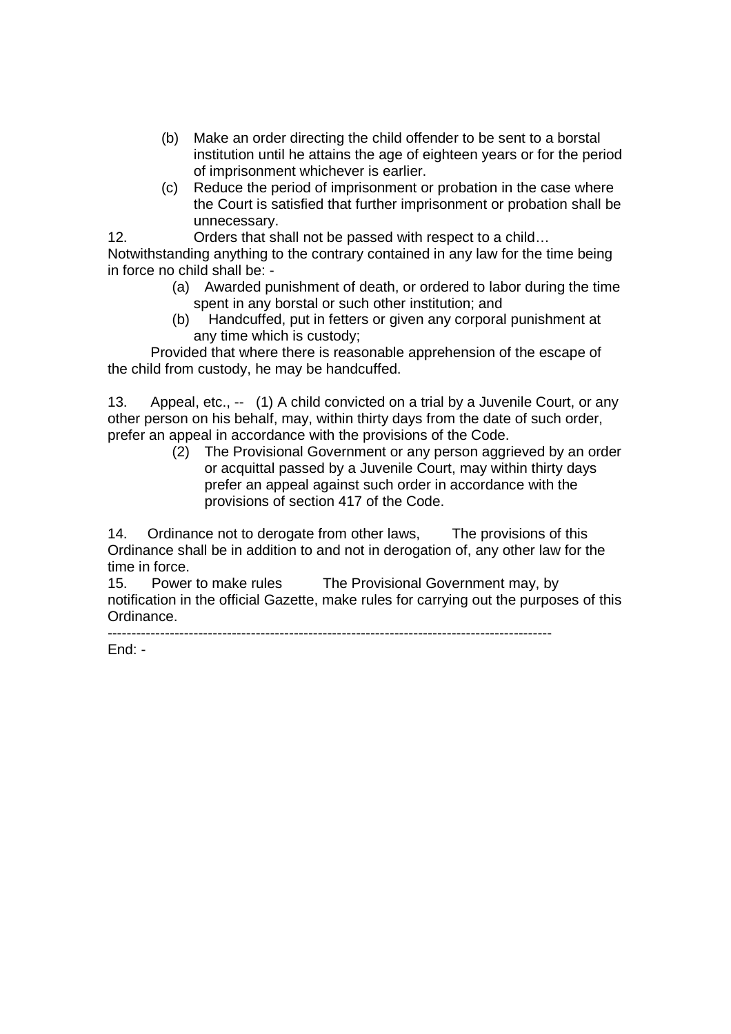(b) Make an order directing the child offender to be sent to a borstal institution until he attains the age of eighteen years or for the period of imprisonment whichever is earlier.

(c) Reduce the period of imprisonment or probation in the case where the Court is satisfied that further imprisonment or probation shall be unnecessary.

12. Orders that shall not be passed with respect to a child… Notwithstanding anything to the contrary contained in any law for the time being in force no child shall be: -

(a) Awarded punishment of death, or ordered to labor during the time spent in any borstal or such other institution; and

(b) Handcuffed, put in fetters or given any corporal punishment at any time which is custody;

Provided that where there is reasonable apprehension of the escape of the child from custody, he may be handcuffed.

13. Appeal, etc., -- (1) A child convicted on a trial by a Juvenile Court, or any other person on his behalf, may, within thirty days from the date of such order, prefer an appeal in accordance with the provisions of the Code.

(2) The Provisional Government or any person aggrieved by an order or acquittal passed by a Juvenile Court, may within thirty days prefer an appeal against such order in accordance with the provisions of section 417 of the Code.

14. Ordinance not to derogate from other laws, The provisions of this Ordinance shall be in addition to and not in derogation of, any other law for the time in force.

15. Power to make rules The Provisional Government may, by notification in the official Gazette, make rules for carrying out the purposes of this Ordinance.

---

End: -